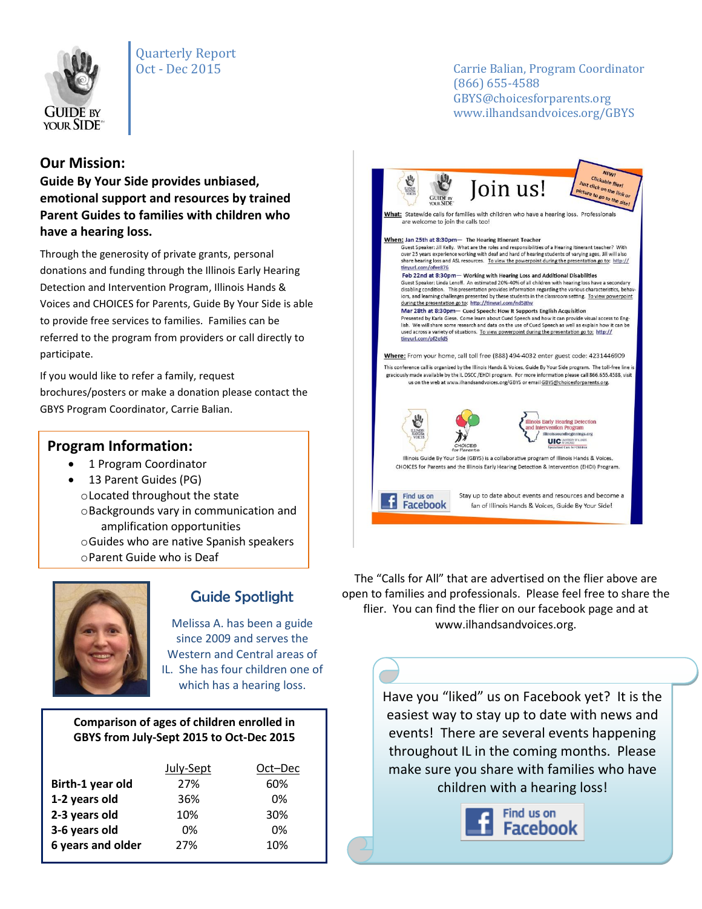Quarterly Report
Oct - Dec 2015

Carrie Balian, Program Coordinator
(866) 655-4588
GBYS@choicesforparents.org
www.ilhandsandvoices.org/GBYS

## Our Mission:

**Guide By Your Side provides unbiased, emotional support and resources by trained Parent Guides to families with children who have a hearing loss.**

Through the generosity of private grants, personal donations and funding through the Illinois Early Hearing Detection and Intervention Program, Illinois Hands & Voices and CHOICES for Parents, Guide By Your Side is able to provide free services to families. Families can be referred to the program from providers or call directly to participate.

If you would like to refer a family, request brochures/posters or make a donation please contact the GBYS Program Coordinator, Carrie Balian.

## Program Information:

- 1 Program Coordinator
- 13 Parent Guides (PG)
  - Located throughout the state
  - Backgrounds vary in communication and amplification opportunities
  - Guides who are native Spanish speakers
  - Parent Guide who is Deaf

## Guide Spotlight

Melissa A. has been a guide since 2009 and serves the Western and Central areas of IL. She has four children one of which has a hearing loss.

**Comparison of ages of children enrolled in GBYS from July-Sept 2015 to Oct-Dec 2015**

| | July-Sept | Oct–Dec |
|---|---|---|
| **Birth-1 year old** | 27% | 60% |
| **1-2 years old** | 36% | 0% |
| **2-3 years old** | 10% | 30% |
| **3-6 years old** | 0% | 0% |
| **6 years and older** | 27% | 10% |

# Join us!

NEW! Clickable flier! Just click on the link or picture to go to the site!

**What:** Statewide calls for families with children who have a hearing loss. Professionals are welcome to join the calls too!

**When:** Jan 25th at 8:30pm— The Hearing Itinerant Teacher
Guest Speaker: Jill Kelly. What are the roles and responsibilities of a Hearing Itinerant teacher? With over 25 years experience working with deaf and hard of hearing students of varying ages, Jill will also share hearing loss and ASL resources. To view the powerpoint during the presentation go to: http://tinyurl.com/ofve876

Feb 22nd at 8:30pm— Working with Hearing Loss and Additional Disabilities
Guest Speaker: Linda Lenoff. An estimated 20%-40% of all children with hearing loss have a secondary disabling condition. This presentation provides information regarding the various characteristics, behaviors, and learning challenges presented by these students in the classroom setting. To view powerpoint during the presentation go to: http://tinyurl.com/nd5ithy

Mar 28th at 8:30pm— Cued Speech: How It Supports English Acquisition
Presented by Karla Giese. Come learn about Cued Speech and how it can provide visual access to English. We will share some research and data on the use of Cued Speech as well as explain how it can be used across a variety of situations. To view powerpoint during the presentation go to: http://tinyurl.com/pf2efd5

**Where:** From your home, call toll free (888) 494-4032 enter guest code: 4231446909

This conference call is organized by the Illinois Hands & Voices, Guide By Your Side program. The toll-free line is graciously made available by the IL DSCC /EHDI program. For more information please call 866.655.4588, visit us on the web at www.ilhandsandvoices.org/GBYS or email GBYS@choicesforparents.org.

Illinois Guide By Your Side (GBYS) is a collaborative program of Illinois Hands & Voices, CHOICES for Parents and the Illinois Early Hearing Detection & Intervention (EHDI) Program.

Find us on Facebook — Stay up to date about events and resources and become a fan of Illinois Hands & Voices, Guide By Your Side!

The "Calls for All" that are advertised on the flier above are open to families and professionals. Please feel free to share the flier. You can find the flier on our facebook page and at www.ilhandsandvoices.org.

Have you "liked" us on Facebook yet? It is the easiest way to stay up to date with news and events! There are several events happening throughout IL in the coming months. Please make sure you share with families who have children with a hearing loss!

Find us on Facebook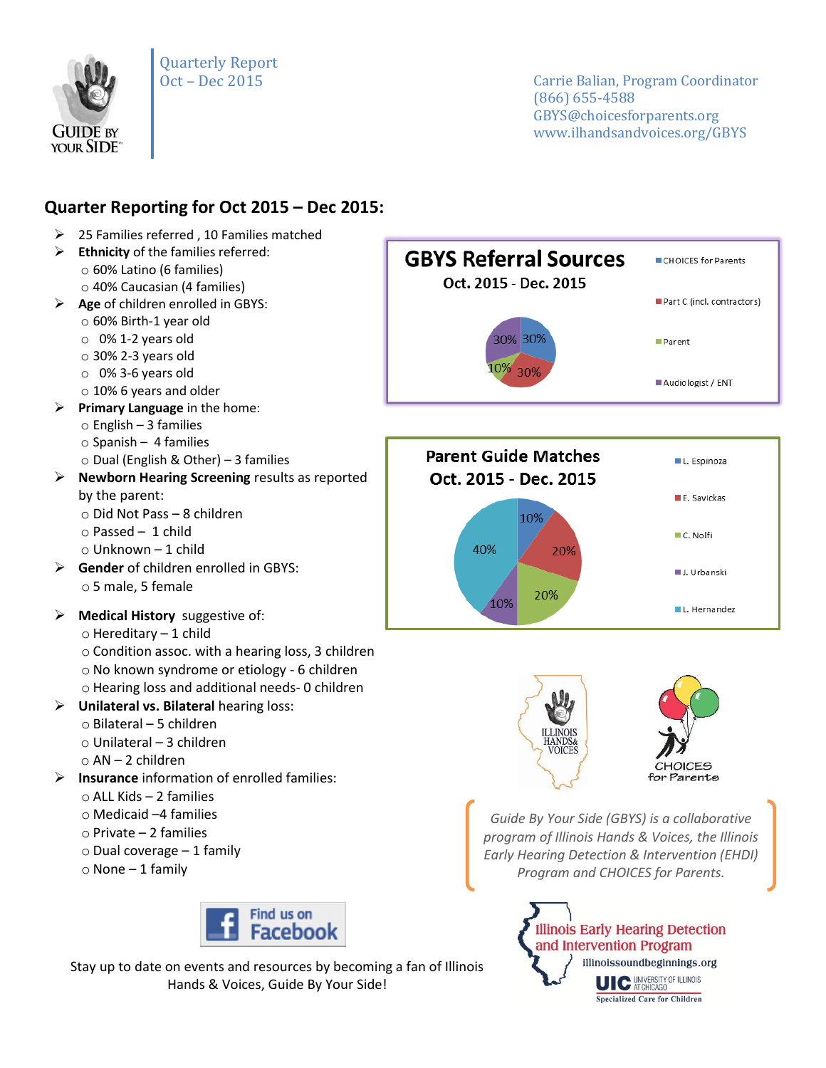GUIDE BY YOUR SIDE

Quarterly Report
Oct – Dec 2015

Carrie Balian, Program Coordinator
(866) 655-4588
GBYS@choicesforparents.org
www.ilhandsandvoices.org/GBYS

## Quarter Reporting for Oct 2015 – Dec 2015:

- 25 Families referred , 10 Families matched
- **Ethnicity** of the families referred:
  - 60% Latino (6 families)
  - 40% Caucasian (4 families)
- **Age** of children enrolled in GBYS:
  - 60% Birth-1 year old
  - 0% 1-2 years old
  - 30% 2-3 years old
  - 0% 3-6 years old
  - 10% 6 years and older
- **Primary Language** in the home:
  - English – 3 families
  - Spanish – 4 families
  - Dual (English & Other) – 3 families
- **Newborn Hearing Screening** results as reported by the parent:
  - Did Not Pass – 8 children
  - Passed – 1 child
  - Unknown – 1 child
- **Gender** of children enrolled in GBYS:
  - 5 male, 5 female
- **Medical History** suggestive of:
  - Hereditary – 1 child
  - Condition assoc. with a hearing loss, 3 children
  - No known syndrome or etiology - 6 children
  - Hearing loss and additional needs- 0 children
- **Unilateral vs. Bilateral** hearing loss:
  - Bilateral – 5 children
  - Unilateral – 3 children
  - AN – 2 children
- **Insurance** information of enrolled families:
  - ALL Kids – 2 families
  - Medicaid –4 families
  - Private – 2 families
  - Dual coverage – 1 family
  - None – 1 family

**GBYS Referral Sources**
Oct. 2015 - Dec. 2015

CHOICES for Parents
Part C (incl. contractors)
Parent
Audiologist / ENT

30%
30%
30%
10%

**Parent Guide Matches**
Oct. 2015 - Dec. 2015

L. Espinoza
E. Savickas
C. Nolfi
J. Urbanski
L. Hernandez

10%
20%
20%
10%
40%

ILLINOIS HANDS & VOICES

CHOICES for Parents

*Guide By Your Side (GBYS) is a collaborative program of Illinois Hands & Voices, the Illinois Early Hearing Detection & Intervention (EHDI) Program and CHOICES for Parents.*

Find us on Facebook

Stay up to date on events and resources by becoming a fan of Illinois Hands & Voices, Guide By Your Side!

Illinois Early Hearing Detection and Intervention Program
illinoissoundbeginnings.org
UIC University of Illinois at Chicago
Specialized Care for Children